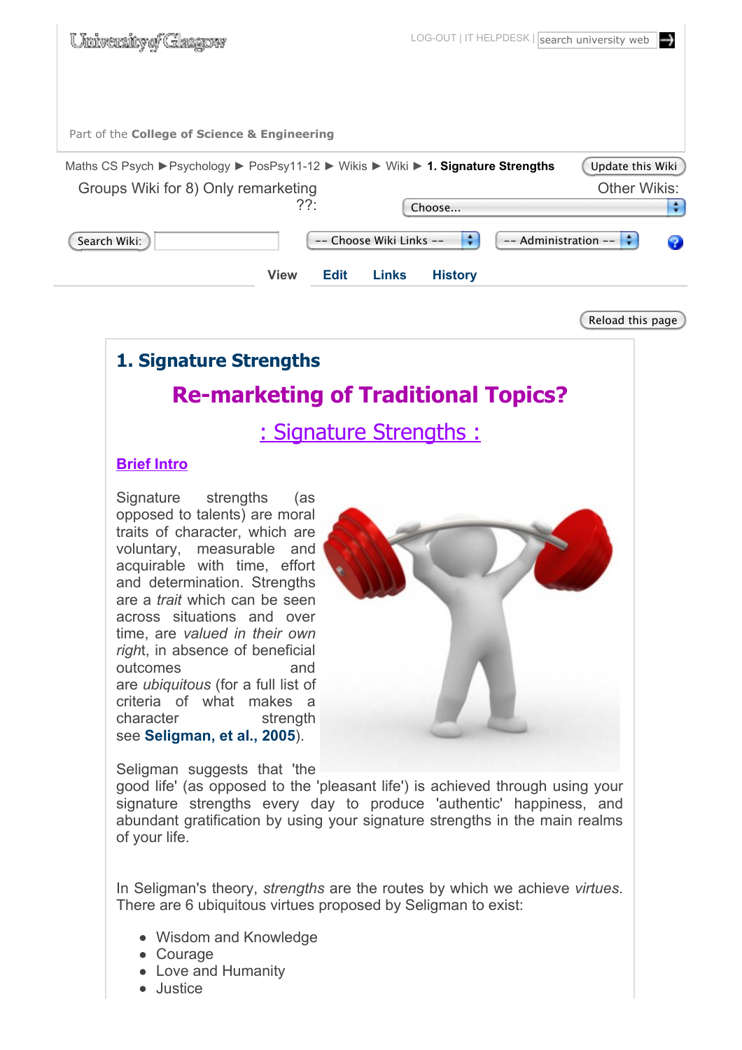University of Glasgow

LOG-OUT | IT HELPDESK | search university web

Part of the **College of Science & Engineering**

Maths CS Psych ▶ Psychology ▶ PosPsy11-12 ▶ Wikis ▶ Wiki ▶ **1. Signature Strengths**

Groups Wiki for 8) Only remarketing ??:

Other Wikis:

View | Edit | Links | History

# 1. Signature Strengths

## Re-marketing of Traditional Topics?

## : Signature Strengths :

### Brief Intro

Signature strengths (as opposed to talents) are moral traits of character, which are voluntary, measurable and acquirable with time, effort and determination. Strengths are a *trait* which can be seen across situations and over time, are *valued in their own right*, in absence of beneficial outcomes and are *ubiquitous* (for a full list of criteria of what makes a character strength see **Seligman, et al., 2005**).

Seligman suggests that 'the good life' (as opposed to the 'pleasant life') is achieved through using your signature strengths every day to produce 'authentic' happiness, and abundant gratification by using your signature strengths in the main realms of your life.

In Seligman's theory, *strengths* are the routes by which we achieve *virtues*. There are 6 ubiquitous virtues proposed by Seligman to exist:

- Wisdom and Knowledge
- Courage
- Love and Humanity
- Justice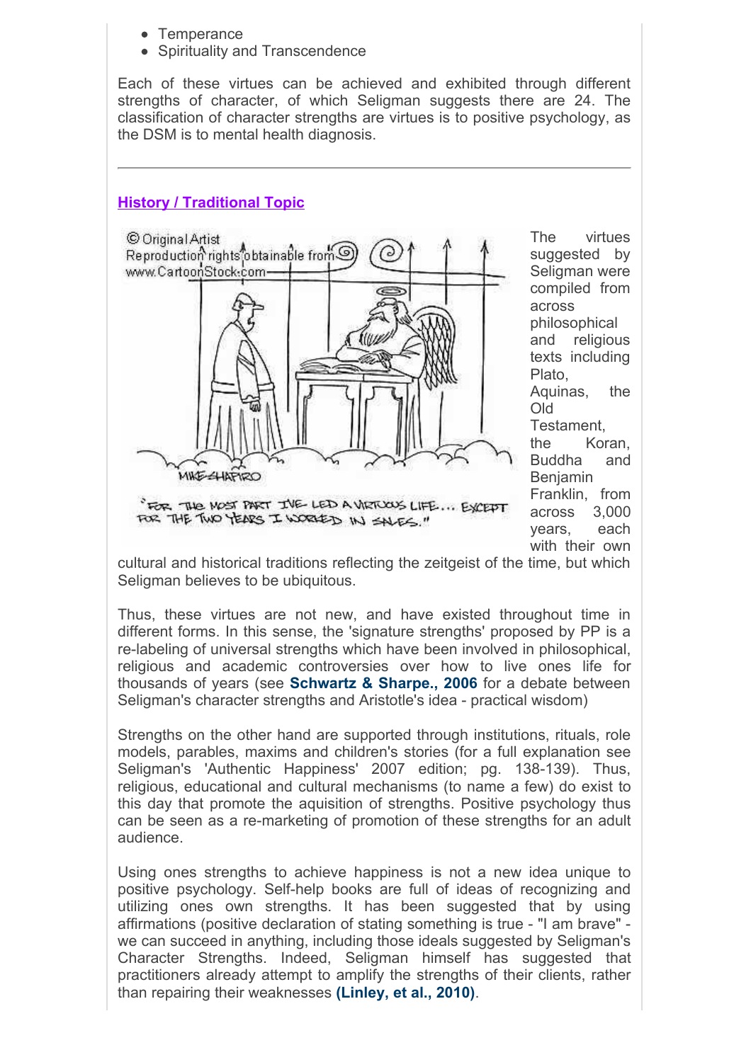- Temperance
- Spirituality and Transcendence

Each of these virtues can be achieved and exhibited through different strengths of character, of which Seligman suggests there are 24. The classification of character strengths are virtues is to positive psychology, as the DSM is to mental health diagnosis.

---

## History / Traditional Topic

The virtues suggested by Seligman were compiled from across philosophical and religious texts including Plato, Aquinas, the Old Testament, the Koran, Buddha and Benjamin Franklin, from across 3,000 years, each with their own cultural and historical traditions reflecting the zeitgeist of the time, but which Seligman believes to be ubiquitous.

Thus, these virtues are not new, and have existed throughout time in different forms. In this sense, the 'signature strengths' proposed by PP is a re-labeling of universal strengths which have been involved in philosophical, religious and academic controversies over how to live ones life for thousands of years (see **Schwartz & Sharpe., 2006** for a debate between Seligman's character strengths and Aristotle's idea - practical wisdom)

Strengths on the other hand are supported through institutions, rituals, role models, parables, maxims and children's stories (for a full explanation see Seligman's 'Authentic Happiness' 2007 edition; pg. 138-139). Thus, religious, educational and cultural mechanisms (to name a few) do exist to this day that promote the aquisition of strengths. Positive psychology thus can be seen as a re-marketing of promotion of these strengths for an adult audience.

Using ones strengths to achieve happiness is not a new idea unique to positive psychology. Self-help books are full of ideas of recognizing and utilizing ones own strengths. It has been suggested that by using affirmations (positive declaration of stating something is true - "I am brave" - we can succeed in anything, including those ideals suggested by Seligman's Character Strengths. Indeed, Seligman himself has suggested that practitioners already attempt to amplify the strengths of their clients, rather than repairing their weaknesses **(Linley, et al., 2010)**.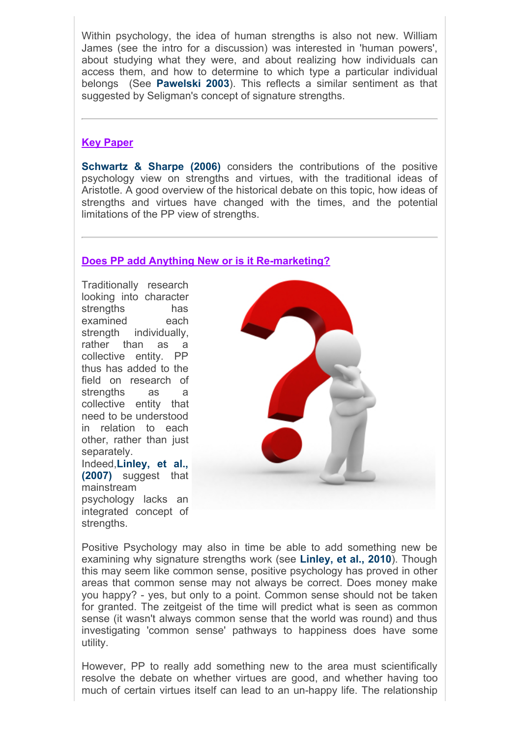Within psychology, the idea of human strengths is also not new. William James (see the intro for a discussion) was interested in 'human powers', about studying what they were, and about realizing how individuals can access them, and how to determine to which type a particular individual belongs  (See **Pawelski 2003**). This reflects a similar sentiment as that suggested by Seligman's concept of signature strengths.

---

## Key Paper

**Schwartz & Sharpe (2006)** considers the contributions of the positive psychology view on strengths and virtues, with the traditional ideas of Aristotle. A good overview of the historical debate on this topic, how ideas of strengths and virtues have changed with the times, and the potential limitations of the PP view of strengths.

---

## Does PP add Anything New or is it Re-marketing?

Traditionally research looking into character strengths has examined each strength individually, rather than as a collective entity. PP thus has added to the field on research of strengths as a collective entity that need to be understood in relation to each other, rather than just separately. Indeed,**Linley, et al., (2007)** suggest that mainstream psychology lacks an integrated concept of strengths.

Positive Psychology may also in time be able to add something new be examining why signature strengths work (see **Linley, et al., 2010**). Though this may seem like common sense, positive psychology has proved in other areas that common sense may not always be correct. Does money make you happy? - yes, but only to a point. Common sense should not be taken for granted. The zeitgeist of the time will predict what is seen as common sense (it wasn't always common sense that the world was round) and thus investigating 'common sense' pathways to happiness does have some utility.

However, PP to really add something new to the area must scientifically resolve the debate on whether virtues are good, and whether having too much of certain virtues itself can lead to an un-happy life. The relationship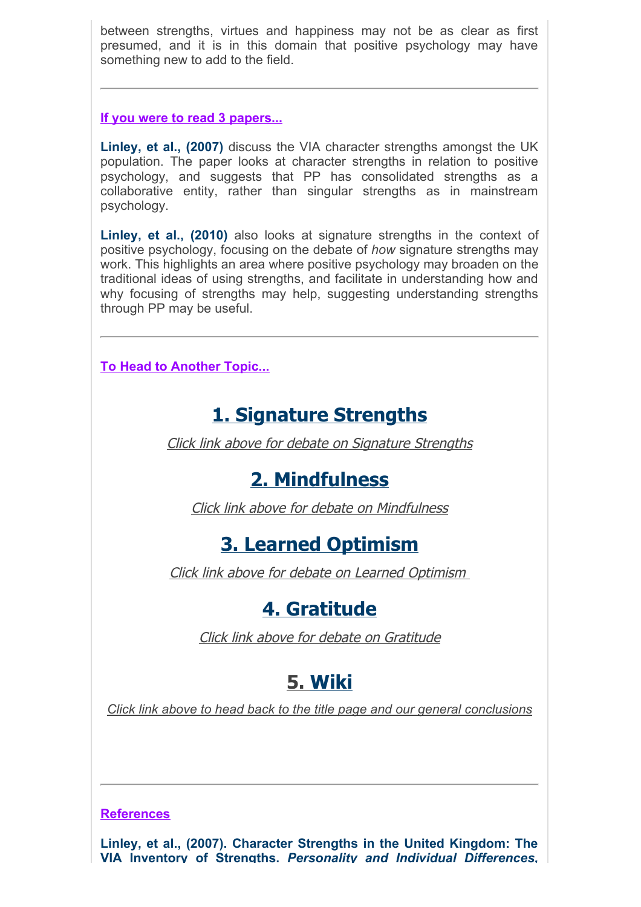between strengths, virtues and happiness may not be as clear as first presumed, and it is in this domain that positive psychology may have something new to add to the field.

---

**If you were to read 3 papers...**

**Linley, et al., (2007)** discuss the VIA character strengths amongst the UK population. The paper looks at character strengths in relation to positive psychology, and suggests that PP has consolidated strengths as a collaborative entity, rather than singular strengths as in mainstream psychology.

**Linley, et al., (2010)** also looks at signature strengths in the context of positive psychology, focusing on the debate of *how* signature strengths may work. This highlights an area where positive psychology may broaden on the traditional ideas of using strengths, and facilitate in understanding how and why focusing of strengths may help, suggesting understanding strengths through PP may be useful.

---

**To Head to Another Topic...**

## 1. Signature Strengths

*Click link above for debate on Signature Strengths*

## 2. Mindfulness

*Click link above for debate on Mindfulness*

## 3. Learned Optimism

*Click link above for debate on Learned Optimism*

## 4. Gratitude

*Click link above for debate on Gratitude*

## 5. Wiki

*Click link above to head back to the title page and our general conclusions*

---

**References**

**Linley, et al., (2007). Character Strengths in the United Kingdom: The VIA Inventory of Strengths. *Personality and Individual Differences*,**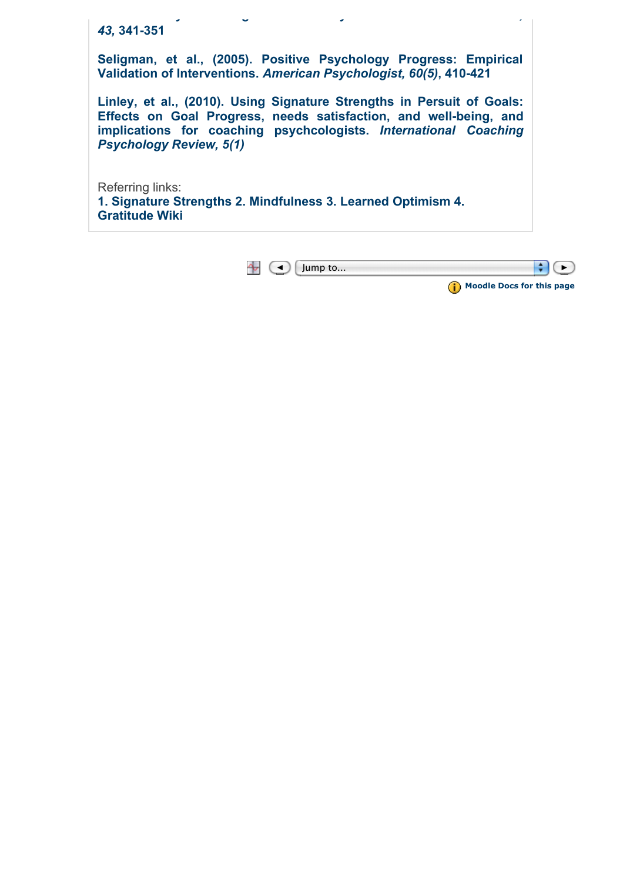*43,* **341-351**

**Seligman, et al., (2005). Positive Psychology Progress: Empirical Validation of Interventions.** ***American Psychologist, 60(5)*****, 410-421**

**Linley, et al., (2010). Using Signature Strengths in Persuit of Goals: Effects on Goal Progress, needs satisfaction, and well-being, and implications for coaching psychcologists.** ***International Coaching Psychology Review, 5(1)***

Referring links:
**1. Signature Strengths 2. Mindfulness 3. Learned Optimism 4. Gratitude Wiki**

Jump to...

**Moodle Docs for this page**